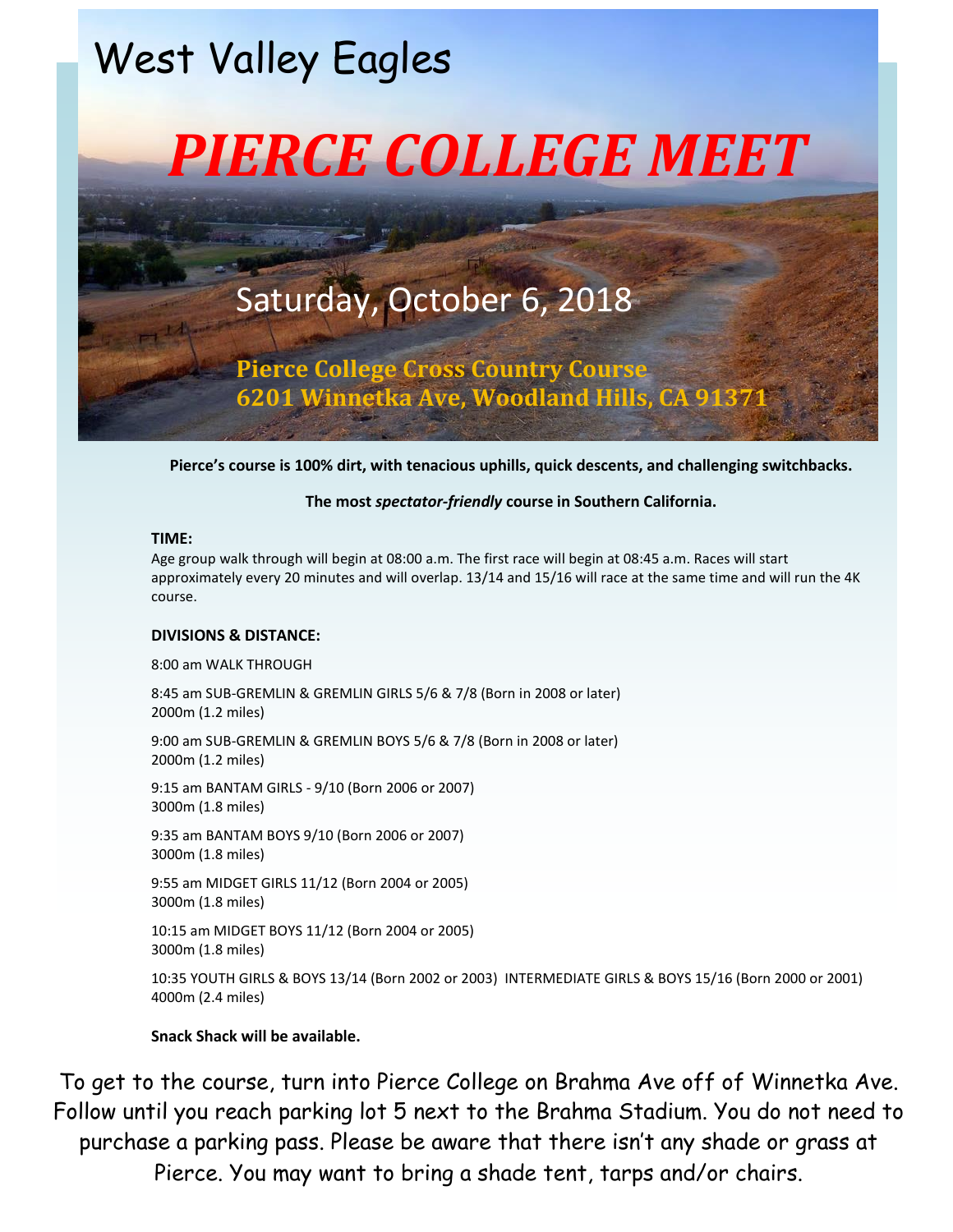West Valley Eagles

# *PIERCE COLLEGE MEET*

Saturday, October 6, 2018

**Pierce College Cross Country Course**
**6201 Winnetka Ave, Woodland Hills, CA 91371**

**Pierce's course is 100% dirt, with tenacious uphills, quick descents, and challenging switchbacks.**

**The most *spectator-friendly* course in Southern California.**

**TIME:**

Age group walk through will begin at 08:00 a.m. The first race will begin at 08:45 a.m. Races will start approximately every 20 minutes and will overlap. 13/14 and 15/16 will race at the same time and will run the 4K course.

**DIVISIONS & DISTANCE:**

8:00 am WALK THROUGH

8:45 am SUB-GREMLIN & GREMLIN GIRLS 5/6 & 7/8 (Born in 2008 or later)
2000m (1.2 miles)

9:00 am SUB-GREMLIN & GREMLIN BOYS 5/6 & 7/8 (Born in 2008 or later)
2000m (1.2 miles)

9:15 am BANTAM GIRLS - 9/10 (Born 2006 or 2007)
3000m (1.8 miles)

9:35 am BANTAM BOYS 9/10 (Born 2006 or 2007)
3000m (1.8 miles)

9:55 am MIDGET GIRLS 11/12 (Born 2004 or 2005)
3000m (1.8 miles)

10:15 am MIDGET BOYS 11/12 (Born 2004 or 2005)
3000m (1.8 miles)

10:35 YOUTH GIRLS & BOYS 13/14 (Born 2002 or 2003) INTERMEDIATE GIRLS & BOYS 15/16 (Born 2000 or 2001)
4000m (2.4 miles)

**Snack Shack will be available.**

To get to the course, turn into Pierce College on Brahma Ave off of Winnetka Ave. Follow until you reach parking lot 5 next to the Brahma Stadium. You do not need to purchase a parking pass. Please be aware that there isn't any shade or grass at Pierce. You may want to bring a shade tent, tarps and/or chairs.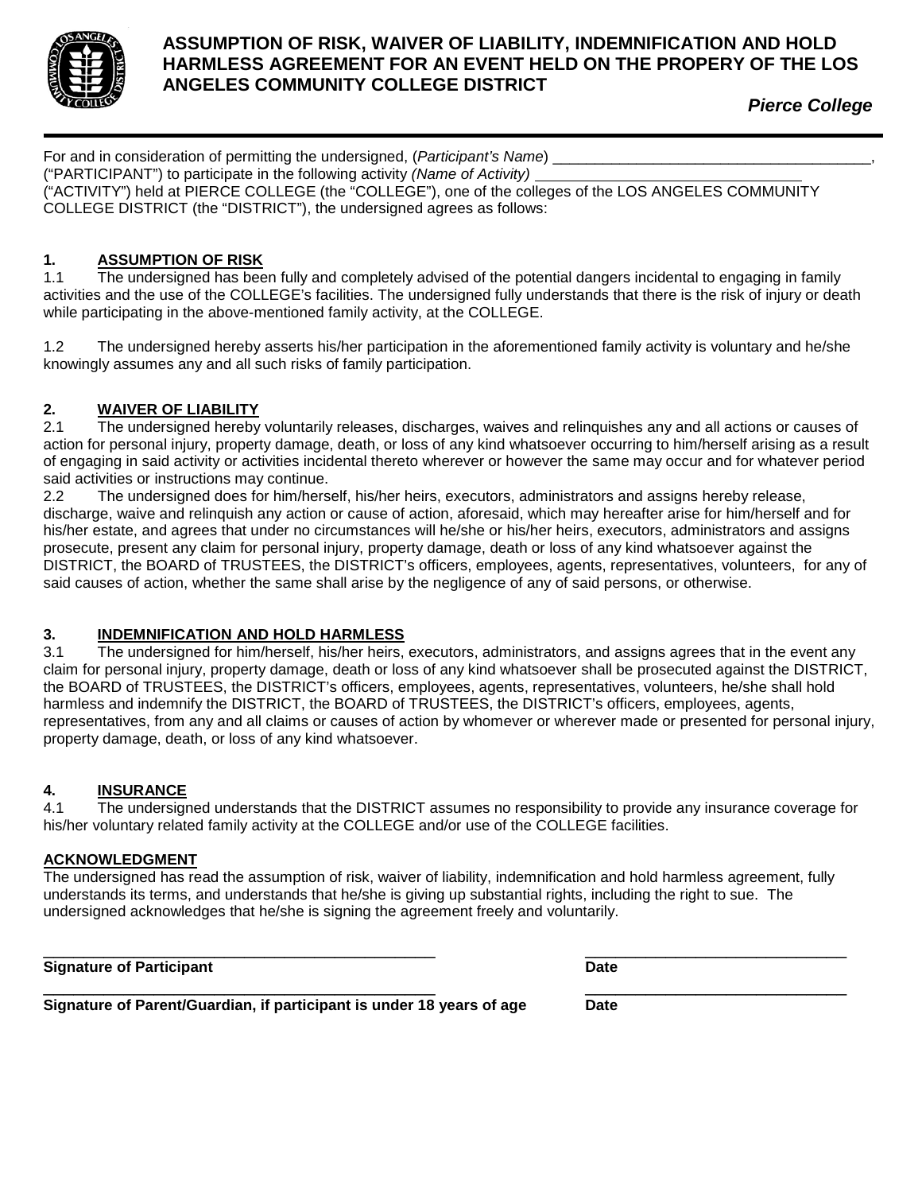# ASSUMPTION OF RISK, WAIVER OF LIABILITY, INDEMNIFICATION AND HOLD HARMLESS AGREEMENT FOR AN EVENT HELD ON THE PROPERY OF THE LOS ANGELES COMMUNITY COLLEGE DISTRICT

***Pierce College***

For and in consideration of permitting the undersigned, (*Participant's Name*) ______________________________________, ("PARTICIPANT") to participate in the following activity *(Name of Activity)* ________________________________ ("ACTIVITY") held at PIERCE COLLEGE (the "COLLEGE"), one of the colleges of the LOS ANGELES COMMUNITY COLLEGE DISTRICT (the "DISTRICT"), the undersigned agrees as follows:

**1. ASSUMPTION OF RISK**

1.1 The undersigned has been fully and completely advised of the potential dangers incidental to engaging in family activities and the use of the COLLEGE's facilities. The undersigned fully understands that there is the risk of injury or death while participating in the above-mentioned family activity, at the COLLEGE.

1.2 The undersigned hereby asserts his/her participation in the aforementioned family activity is voluntary and he/she knowingly assumes any and all such risks of family participation.

**2. WAIVER OF LIABILITY**

2.1 The undersigned hereby voluntarily releases, discharges, waives and relinquishes any and all actions or causes of action for personal injury, property damage, death, or loss of any kind whatsoever occurring to him/herself arising as a result of engaging in said activity or activities incidental thereto wherever or however the same may occur and for whatever period said activities or instructions may continue.

2.2 The undersigned does for him/herself, his/her heirs, executors, administrators and assigns hereby release, discharge, waive and relinquish any action or cause of action, aforesaid, which may hereafter arise for him/herself and for his/her estate, and agrees that under no circumstances will he/she or his/her heirs, executors, administrators and assigns prosecute, present any claim for personal injury, property damage, death or loss of any kind whatsoever against the DISTRICT, the BOARD of TRUSTEES, the DISTRICT's officers, employees, agents, representatives, volunteers, for any of said causes of action, whether the same shall arise by the negligence of any of said persons, or otherwise.

**3. INDEMNIFICATION AND HOLD HARMLESS**

3.1 The undersigned for him/herself, his/her heirs, executors, administrators, and assigns agrees that in the event any claim for personal injury, property damage, death or loss of any kind whatsoever shall be prosecuted against the DISTRICT, the BOARD of TRUSTEES, the DISTRICT's officers, employees, agents, representatives, volunteers, he/she shall hold harmless and indemnify the DISTRICT, the BOARD of TRUSTEES, the DISTRICT's officers, employees, agents, representatives, from any and all claims or causes of action by whomever or wherever made or presented for personal injury, property damage, death, or loss of any kind whatsoever.

**4. INSURANCE**

4.1 The undersigned understands that the DISTRICT assumes no responsibility to provide any insurance coverage for his/her voluntary related family activity at the COLLEGE and/or use of the COLLEGE facilities.

**ACKNOWLEDGMENT**

The undersigned has read the assumption of risk, waiver of liability, indemnification and hold harmless agreement, fully understands its terms, and understands that he/she is giving up substantial rights, including the right to sue. The undersigned acknowledges that he/she is signing the agreement freely and voluntarily.

______________________________________________ ______________________________

**Signature of Participant** **Date**

______________________________________________ ______________________________

**Signature of Parent/Guardian, if participant is under 18 years of age** **Date**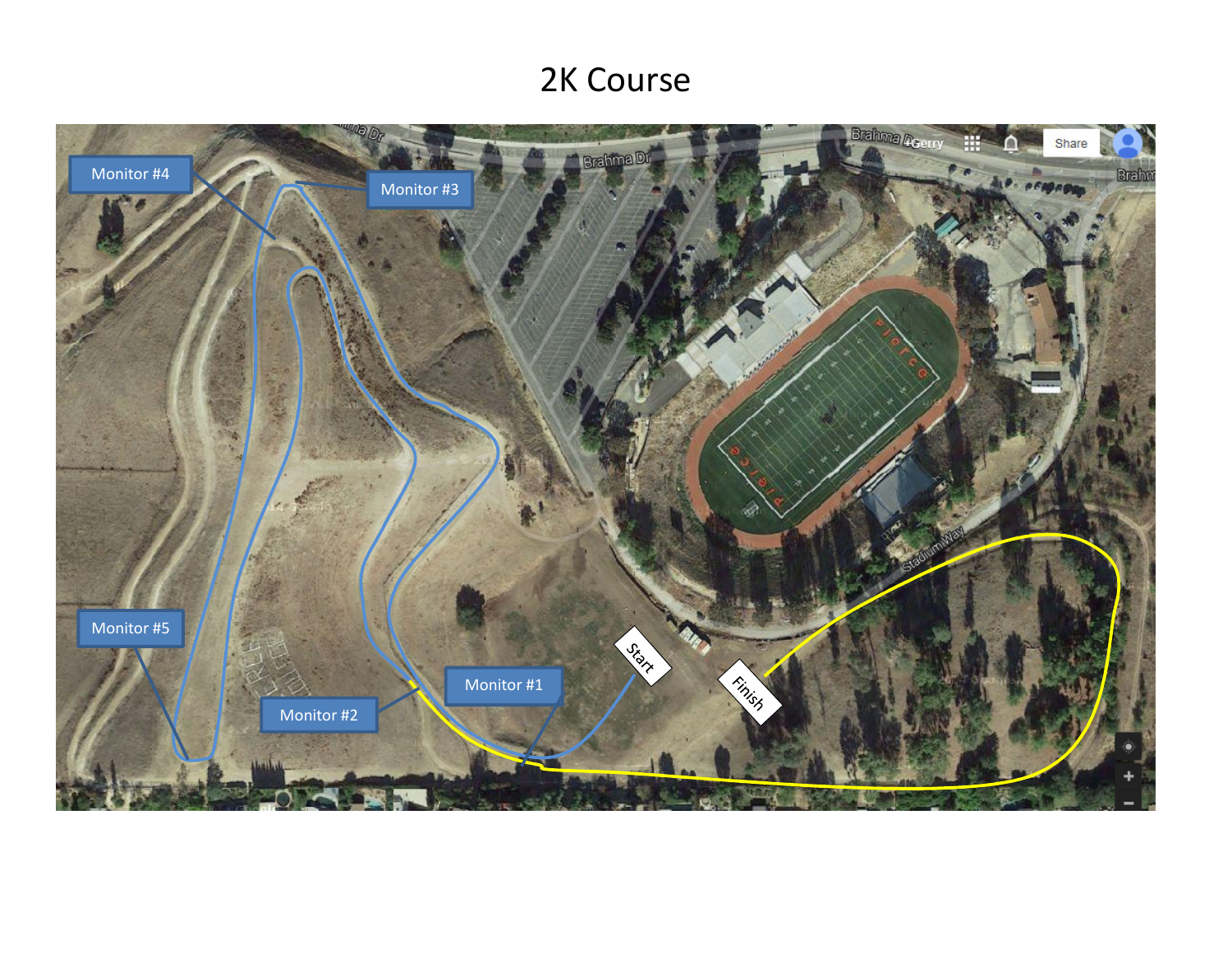# 2K Course

Monitor #4

Monitor #3

Monitor #5

Monitor #2

Monitor #1

Start

Finish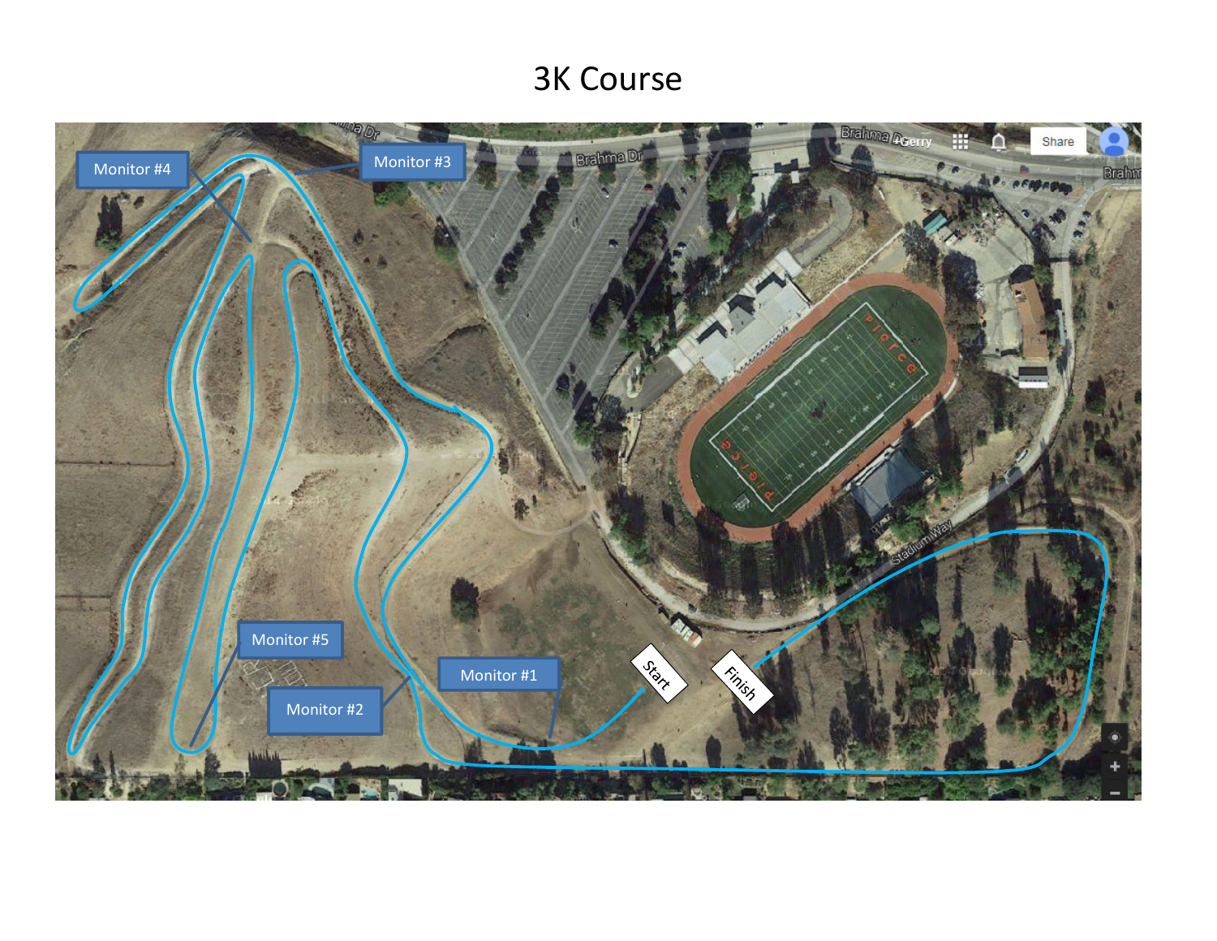# 3K Course

Monitor #4

Monitor #3

Monitor #5

Monitor #2

Monitor #1

Start

Finish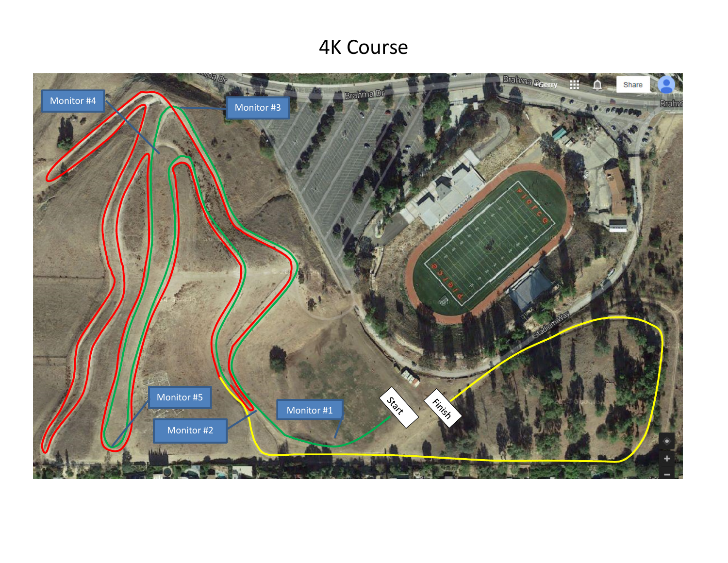# 4K Course

Monitor #4

Monitor #3

Monitor #5

Monitor #2

Monitor #1

Start

Finish

Brahma Dr

Stadium Way